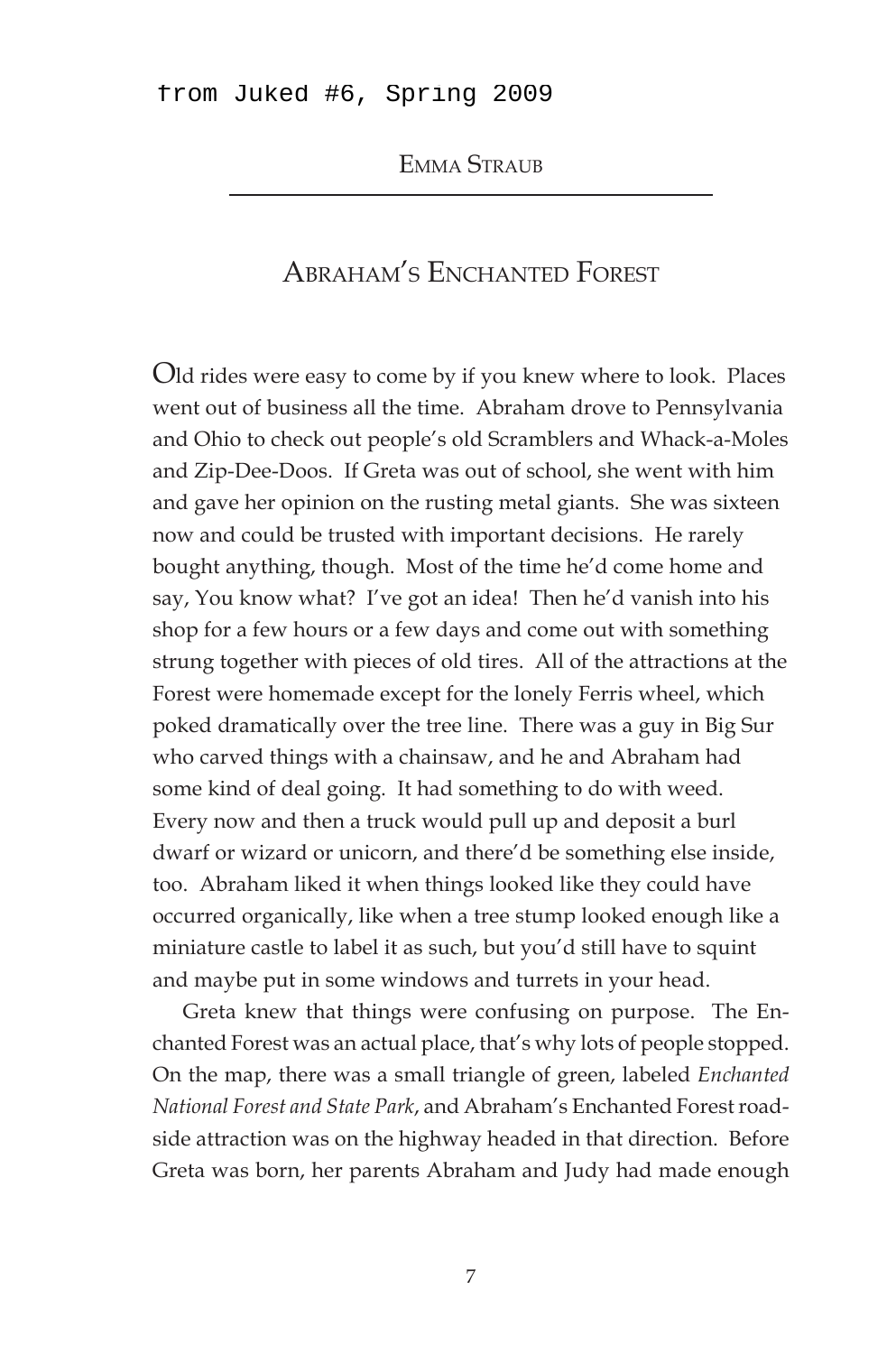from Juked #6, Spring 2009

Emma Straub

# Abraham's Enchanted Forest

Old rides were easy to come by if you knew where to look. Places went out of business all the time. Abraham drove to Pennsylvania and Ohio to check out people's old Scramblers and Whack-a-Moles and Zip-Dee-Doos. If Greta was out of school, she went with him and gave her opinion on the rusting metal giants. She was sixteen now and could be trusted with important decisions. He rarely bought anything, though. Most of the time he'd come home and say, You know what? I've got an idea! Then he'd vanish into his shop for a few hours or a few days and come out with something strung together with pieces of old tires. All of the attractions at the Forest were homemade except for the lonely Ferris wheel, which poked dramatically over the tree line. There was a guy in Big Sur who carved things with a chainsaw, and he and Abraham had some kind of deal going. It had something to do with weed. Every now and then a truck would pull up and deposit a burl dwarf or wizard or unicorn, and there'd be something else inside, too. Abraham liked it when things looked like they could have occurred organically, like when a tree stump looked enough like a miniature castle to label it as such, but you'd still have to squint and maybe put in some windows and turrets in your head.

Greta knew that things were confusing on purpose. The Enchanted Forest was an actual place, that's why lots of people stopped. On the map, there was a small triangle of green, labeled *Enchanted National Forest and State Park*, and Abraham's Enchanted Forest roadside attraction was on the highway headed in that direction. Before Greta was born, her parents Abraham and Judy had made enough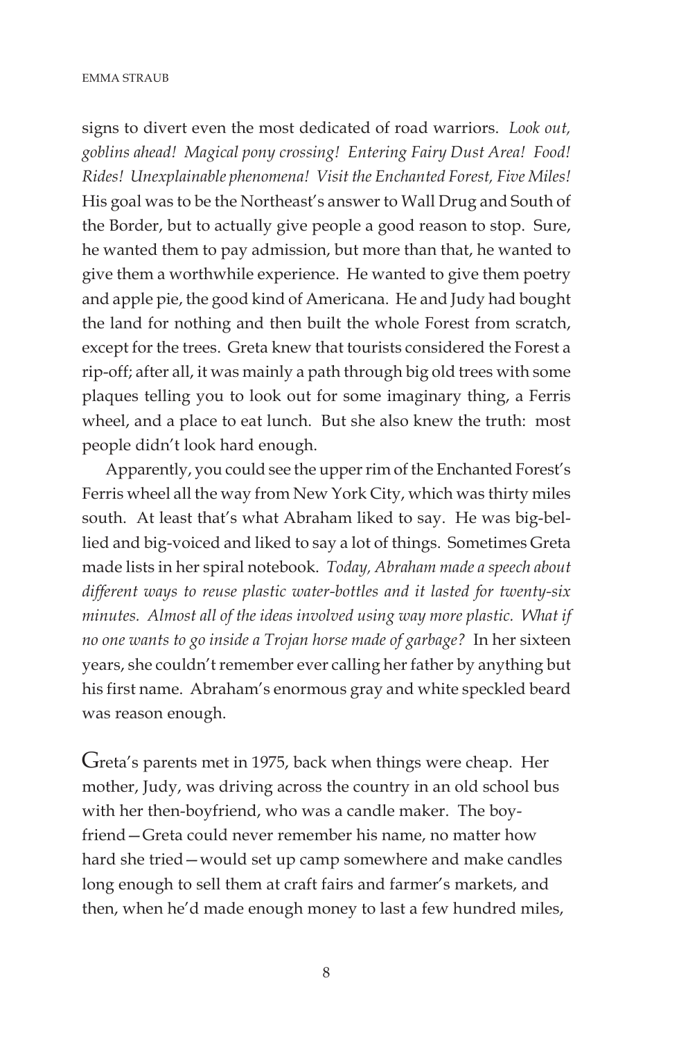signs to divert even the most dedicated of road warriors. *Look out, goblins ahead! Magical pony crossing! Entering Fairy Dust Area! Food! Rides! Unexplainable phenomena! Visit the Enchanted Forest, Five Miles!* His goal was to be the Northeast's answer to Wall Drug and South of the Border, but to actually give people a good reason to stop. Sure, he wanted them to pay admission, but more than that, he wanted to give them a worthwhile experience. He wanted to give them poetry and apple pie, the good kind of Americana. He and Judy had bought the land for nothing and then built the whole Forest from scratch, except for the trees. Greta knew that tourists considered the Forest a rip-off; after all, it was mainly a path through big old trees with some plaques telling you to look out for some imaginary thing, a Ferris wheel, and a place to eat lunch. But she also knew the truth: most people didn't look hard enough.

Apparently, you could see the upper rim of the Enchanted Forest's Ferris wheel all the way from New York City, which was thirty miles south. At least that's what Abraham liked to say. He was big-bellied and big-voiced and liked to say a lot of things. Sometimes Greta made lists in her spiral notebook. *Today, Abraham made a speech about different ways to reuse plastic water-bottles and it lasted for twenty-six minutes. Almost all of the ideas involved using way more plastic. What if no one wants to go inside a Trojan horse made of garbage?* In her sixteen years, she couldn't remember ever calling her father by anything but his first name. Abraham's enormous gray and white speckled beard was reason enough.

Greta's parents met in 1975, back when things were cheap. Her mother, Judy, was driving across the country in an old school bus with her then-boyfriend, who was a candle maker. The boyfriend—Greta could never remember his name, no matter how hard she tried—would set up camp somewhere and make candles long enough to sell them at craft fairs and farmer's markets, and then, when he'd made enough money to last a few hundred miles,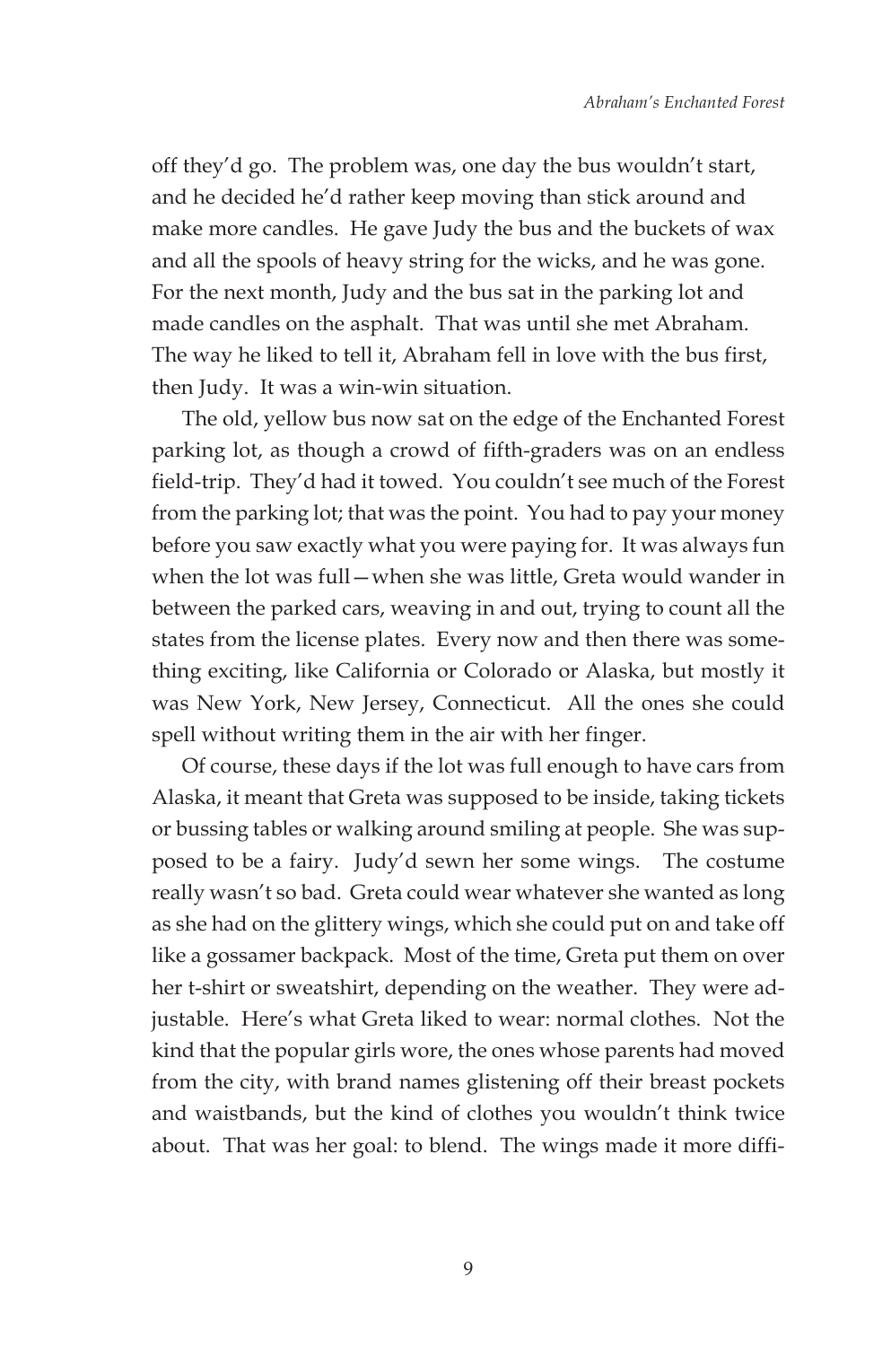off they'd go. The problem was, one day the bus wouldn't start, and he decided he'd rather keep moving than stick around and make more candles. He gave Judy the bus and the buckets of wax and all the spools of heavy string for the wicks, and he was gone. For the next month, Judy and the bus sat in the parking lot and made candles on the asphalt. That was until she met Abraham. The way he liked to tell it, Abraham fell in love with the bus first, then Judy. It was a win-win situation.

The old, yellow bus now sat on the edge of the Enchanted Forest parking lot, as though a crowd of fifth-graders was on an endless field-trip. They'd had it towed. You couldn't see much of the Forest from the parking lot; that was the point. You had to pay your money before you saw exactly what you were paying for. It was always fun when the lot was full—when she was little, Greta would wander in between the parked cars, weaving in and out, trying to count all the states from the license plates. Every now and then there was something exciting, like California or Colorado or Alaska, but mostly it was New York, New Jersey, Connecticut. All the ones she could spell without writing them in the air with her finger.

Of course, these days if the lot was full enough to have cars from Alaska, it meant that Greta was supposed to be inside, taking tickets or bussing tables or walking around smiling at people. She was supposed to be a fairy. Judy'd sewn her some wings. The costume really wasn't so bad. Greta could wear whatever she wanted as long as she had on the glittery wings, which she could put on and take off like a gossamer backpack. Most of the time, Greta put them on over her t-shirt or sweatshirt, depending on the weather. They were adjustable. Here's what Greta liked to wear: normal clothes. Not the kind that the popular girls wore, the ones whose parents had moved from the city, with brand names glistening off their breast pockets and waistbands, but the kind of clothes you wouldn't think twice about. That was her goal: to blend. The wings made it more diffi-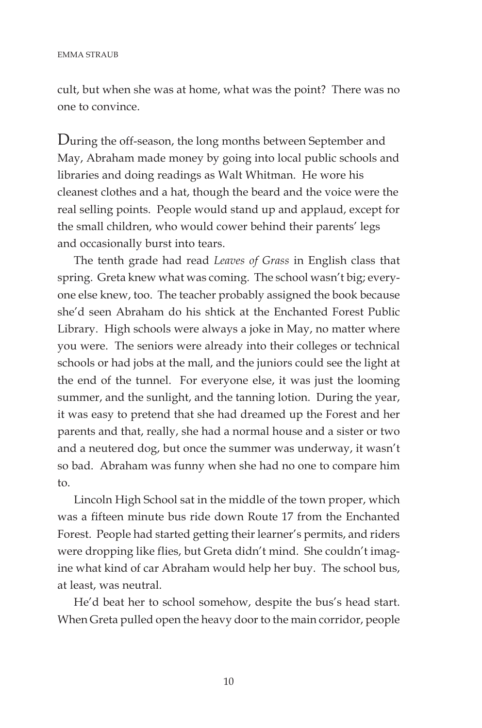cult, but when she was at home, what was the point? There was no one to convince.

During the off-season, the long months between September and May, Abraham made money by going into local public schools and libraries and doing readings as Walt Whitman. He wore his cleanest clothes and a hat, though the beard and the voice were the real selling points. People would stand up and applaud, except for the small children, who would cower behind their parents' legs and occasionally burst into tears.

The tenth grade had read *Leaves of Grass* in English class that spring. Greta knew what was coming. The school wasn't big; everyone else knew, too. The teacher probably assigned the book because she'd seen Abraham do his shtick at the Enchanted Forest Public Library. High schools were always a joke in May, no matter where you were. The seniors were already into their colleges or technical schools or had jobs at the mall, and the juniors could see the light at the end of the tunnel. For everyone else, it was just the looming summer, and the sunlight, and the tanning lotion. During the year, it was easy to pretend that she had dreamed up the Forest and her parents and that, really, she had a normal house and a sister or two and a neutered dog, but once the summer was underway, it wasn't so bad. Abraham was funny when she had no one to compare him to.

Lincoln High School sat in the middle of the town proper, which was a fifteen minute bus ride down Route 17 from the Enchanted Forest. People had started getting their learner's permits, and riders were dropping like flies, but Greta didn't mind. She couldn't imagine what kind of car Abraham would help her buy. The school bus, at least, was neutral.

He'd beat her to school somehow, despite the bus's head start. When Greta pulled open the heavy door to the main corridor, people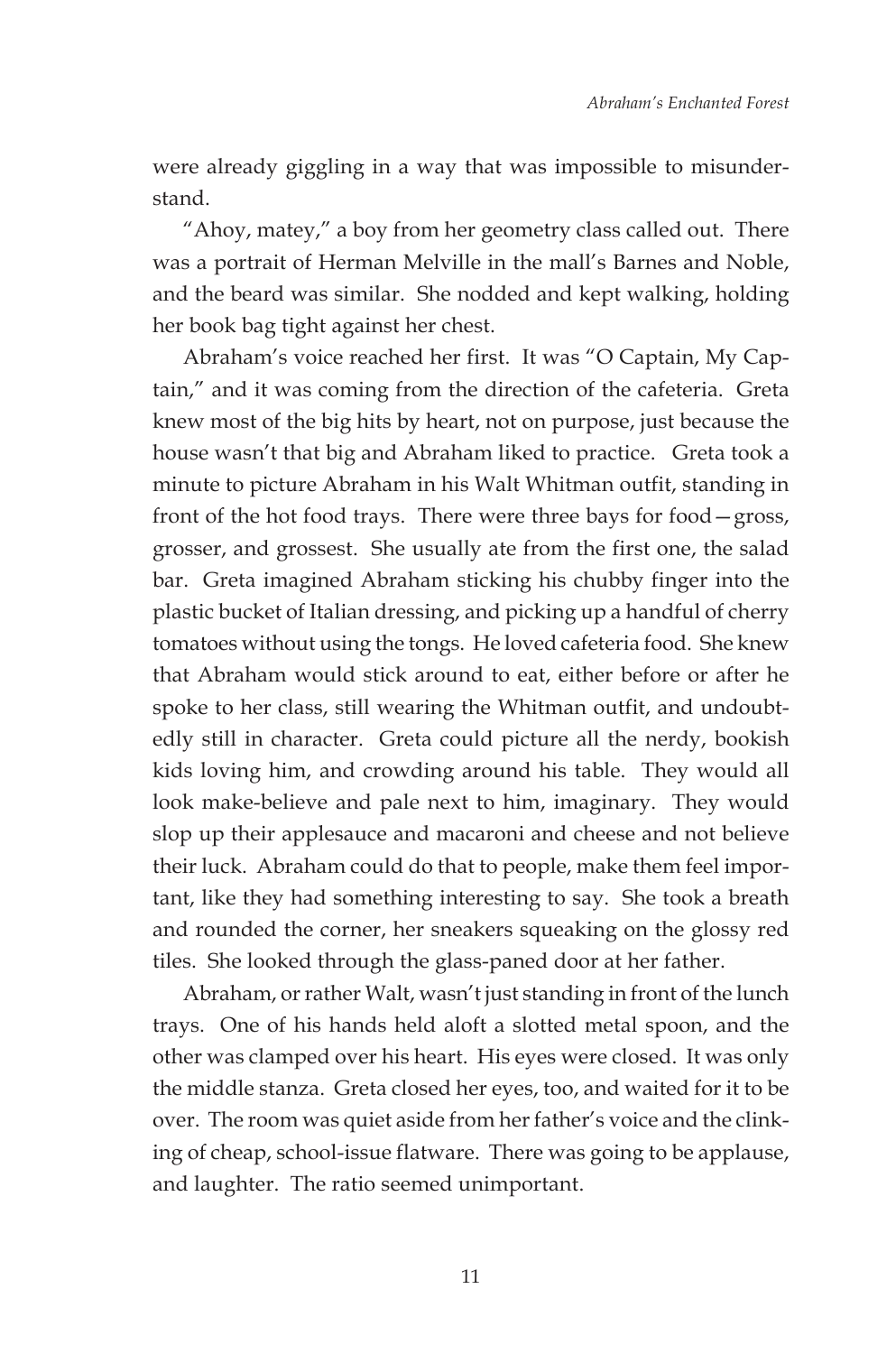were already giggling in a way that was impossible to misunderstand.

"Ahoy, matey," a boy from her geometry class called out. There was a portrait of Herman Melville in the mall's Barnes and Noble, and the beard was similar. She nodded and kept walking, holding her book bag tight against her chest.

Abraham's voice reached her first. It was "O Captain, My Captain," and it was coming from the direction of the cafeteria. Greta knew most of the big hits by heart, not on purpose, just because the house wasn't that big and Abraham liked to practice. Greta took a minute to picture Abraham in his Walt Whitman outfit, standing in front of the hot food trays. There were three bays for food—gross, grosser, and grossest. She usually ate from the first one, the salad bar. Greta imagined Abraham sticking his chubby finger into the plastic bucket of Italian dressing, and picking up a handful of cherry tomatoes without using the tongs. He loved cafeteria food. She knew that Abraham would stick around to eat, either before or after he spoke to her class, still wearing the Whitman outfit, and undoubtedly still in character. Greta could picture all the nerdy, bookish kids loving him, and crowding around his table. They would all look make-believe and pale next to him, imaginary. They would slop up their applesauce and macaroni and cheese and not believe their luck. Abraham could do that to people, make them feel important, like they had something interesting to say. She took a breath and rounded the corner, her sneakers squeaking on the glossy red tiles. She looked through the glass-paned door at her father.

Abraham, or rather Walt, wasn't just standing in front of the lunch trays. One of his hands held aloft a slotted metal spoon, and the other was clamped over his heart. His eyes were closed. It was only the middle stanza. Greta closed her eyes, too, and waited for it to be over. The room was quiet aside from her father's voice and the clinking of cheap, school-issue flatware. There was going to be applause, and laughter. The ratio seemed unimportant.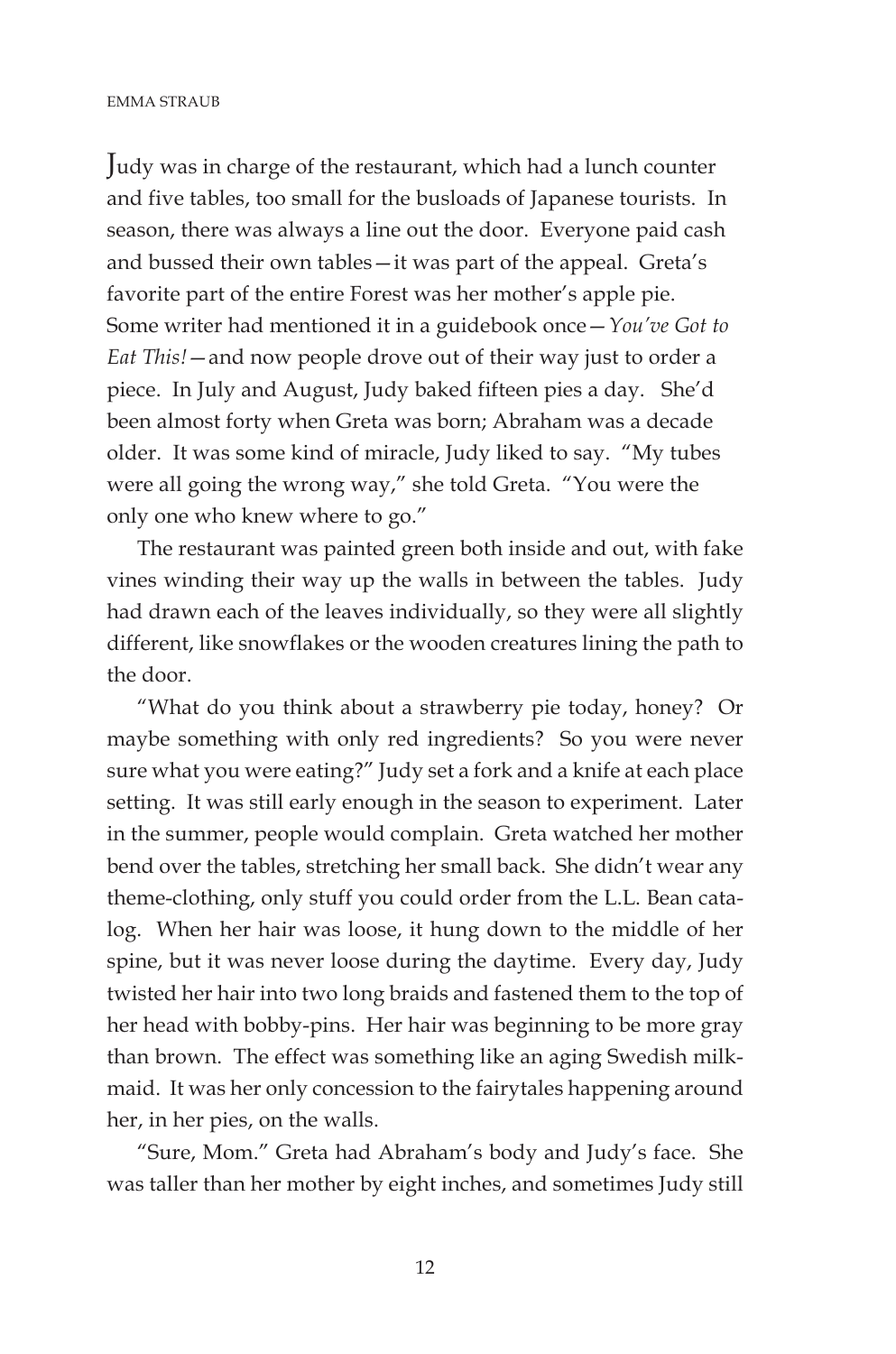Judy was in charge of the restaurant, which had a lunch counter and five tables, too small for the busloads of Japanese tourists. In season, there was always a line out the door. Everyone paid cash and bussed their own tables—it was part of the appeal. Greta's favorite part of the entire Forest was her mother's apple pie. Some writer had mentioned it in a guidebook once—*You've Got to Eat This!*—and now people drove out of their way just to order a piece. In July and August, Judy baked fifteen pies a day. She'd been almost forty when Greta was born; Abraham was a decade older. It was some kind of miracle, Judy liked to say. "My tubes were all going the wrong way," she told Greta. "You were the only one who knew where to go."

The restaurant was painted green both inside and out, with fake vines winding their way up the walls in between the tables. Judy had drawn each of the leaves individually, so they were all slightly different, like snowflakes or the wooden creatures lining the path to the door.

"What do you think about a strawberry pie today, honey? Or maybe something with only red ingredients? So you were never sure what you were eating?" Judy set a fork and a knife at each place setting. It was still early enough in the season to experiment. Later in the summer, people would complain. Greta watched her mother bend over the tables, stretching her small back. She didn't wear any theme-clothing, only stuff you could order from the L.L. Bean catalog. When her hair was loose, it hung down to the middle of her spine, but it was never loose during the daytime. Every day, Judy twisted her hair into two long braids and fastened them to the top of her head with bobby-pins. Her hair was beginning to be more gray than brown. The effect was something like an aging Swedish milkmaid. It was her only concession to the fairytales happening around her, in her pies, on the walls.

"Sure, Mom." Greta had Abraham's body and Judy's face. She was taller than her mother by eight inches, and sometimes Judy still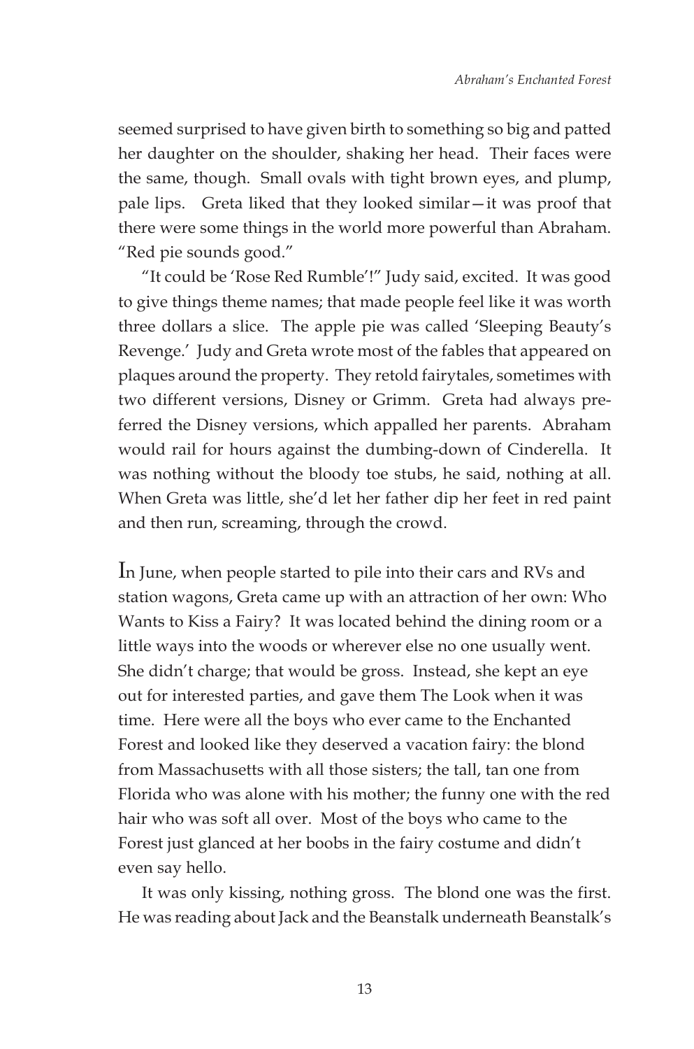seemed surprised to have given birth to something so big and patted her daughter on the shoulder, shaking her head. Their faces were the same, though. Small ovals with tight brown eyes, and plump, pale lips. Greta liked that they looked similar—it was proof that there were some things in the world more powerful than Abraham. "Red pie sounds good."

"It could be 'Rose Red Rumble'!" Judy said, excited. It was good to give things theme names; that made people feel like it was worth three dollars a slice. The apple pie was called 'Sleeping Beauty's Revenge.' Judy and Greta wrote most of the fables that appeared on plaques around the property. They retold fairytales, sometimes with two different versions, Disney or Grimm. Greta had always preferred the Disney versions, which appalled her parents. Abraham would rail for hours against the dumbing-down of Cinderella. It was nothing without the bloody toe stubs, he said, nothing at all. When Greta was little, she'd let her father dip her feet in red paint and then run, screaming, through the crowd.

In June, when people started to pile into their cars and RVs and station wagons, Greta came up with an attraction of her own: Who Wants to Kiss a Fairy? It was located behind the dining room or a little ways into the woods or wherever else no one usually went. She didn't charge; that would be gross. Instead, she kept an eye out for interested parties, and gave them The Look when it was time. Here were all the boys who ever came to the Enchanted Forest and looked like they deserved a vacation fairy: the blond from Massachusetts with all those sisters; the tall, tan one from Florida who was alone with his mother; the funny one with the red hair who was soft all over. Most of the boys who came to the Forest just glanced at her boobs in the fairy costume and didn't even say hello.

It was only kissing, nothing gross. The blond one was the first. He was reading about Jack and the Beanstalk underneath Beanstalk's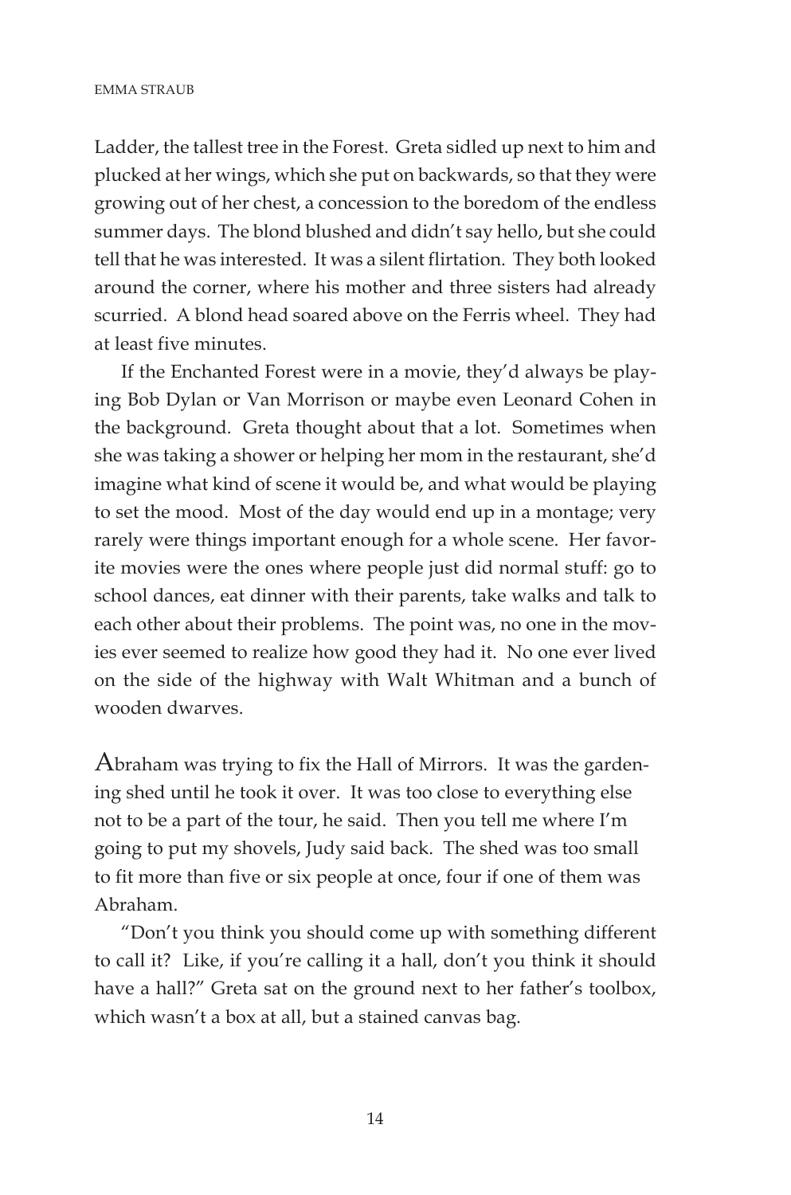Ladder, the tallest tree in the Forest. Greta sidled up next to him and plucked at her wings, which she put on backwards, so that they were growing out of her chest, a concession to the boredom of the endless summer days. The blond blushed and didn't say hello, but she could tell that he was interested. It was a silent flirtation. They both looked around the corner, where his mother and three sisters had already scurried. A blond head soared above on the Ferris wheel. They had at least five minutes.

If the Enchanted Forest were in a movie, they'd always be playing Bob Dylan or Van Morrison or maybe even Leonard Cohen in the background. Greta thought about that a lot. Sometimes when she was taking a shower or helping her mom in the restaurant, she'd imagine what kind of scene it would be, and what would be playing to set the mood. Most of the day would end up in a montage; very rarely were things important enough for a whole scene. Her favorite movies were the ones where people just did normal stuff: go to school dances, eat dinner with their parents, take walks and talk to each other about their problems. The point was, no one in the movies ever seemed to realize how good they had it. No one ever lived on the side of the highway with Walt Whitman and a bunch of wooden dwarves.

Abraham was trying to fix the Hall of Mirrors. It was the gardening shed until he took it over. It was too close to everything else not to be a part of the tour, he said. Then you tell me where I'm going to put my shovels, Judy said back. The shed was too small to fit more than five or six people at once, four if one of them was Abraham.

"Don't you think you should come up with something different to call it? Like, if you're calling it a hall, don't you think it should have a hall?" Greta sat on the ground next to her father's toolbox, which wasn't a box at all, but a stained canvas bag.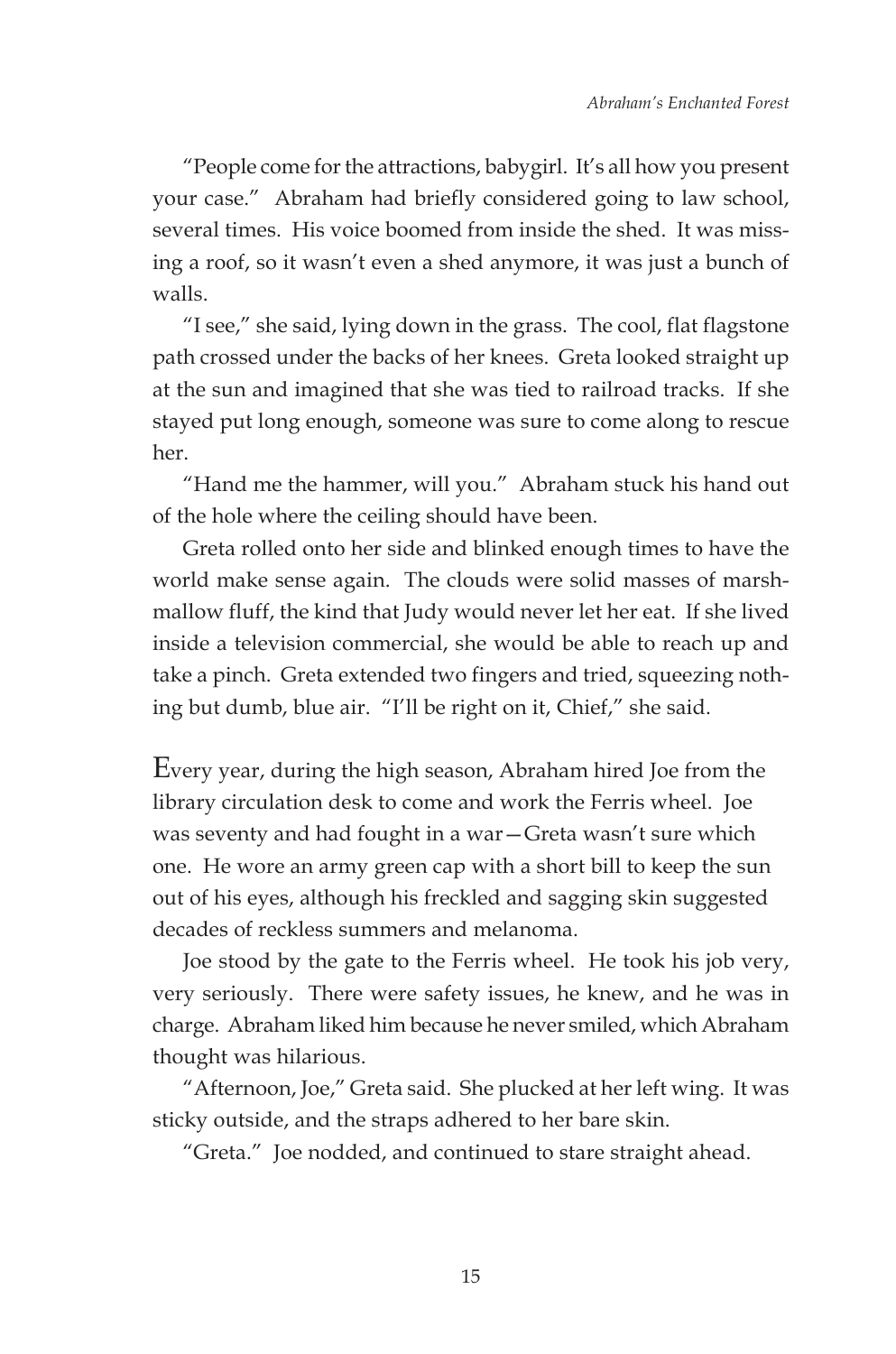"People come for the attractions, babygirl. It's all how you present your case." Abraham had briefly considered going to law school, several times. His voice boomed from inside the shed. It was missing a roof, so it wasn't even a shed anymore, it was just a bunch of walls.

"I see," she said, lying down in the grass. The cool, flat flagstone path crossed under the backs of her knees. Greta looked straight up at the sun and imagined that she was tied to railroad tracks. If she stayed put long enough, someone was sure to come along to rescue her.

"Hand me the hammer, will you." Abraham stuck his hand out of the hole where the ceiling should have been.

Greta rolled onto her side and blinked enough times to have the world make sense again. The clouds were solid masses of marshmallow fluff, the kind that Judy would never let her eat. If she lived inside a television commercial, she would be able to reach up and take a pinch. Greta extended two fingers and tried, squeezing nothing but dumb, blue air. "I'll be right on it, Chief," she said.

Every year, during the high season, Abraham hired Joe from the library circulation desk to come and work the Ferris wheel. Joe was seventy and had fought in a war—Greta wasn't sure which one. He wore an army green cap with a short bill to keep the sun out of his eyes, although his freckled and sagging skin suggested decades of reckless summers and melanoma.

Joe stood by the gate to the Ferris wheel. He took his job very, very seriously. There were safety issues, he knew, and he was in charge. Abraham liked him because he never smiled, which Abraham thought was hilarious.

"Afternoon, Joe," Greta said. She plucked at her left wing. It was sticky outside, and the straps adhered to her bare skin.

"Greta." Joe nodded, and continued to stare straight ahead.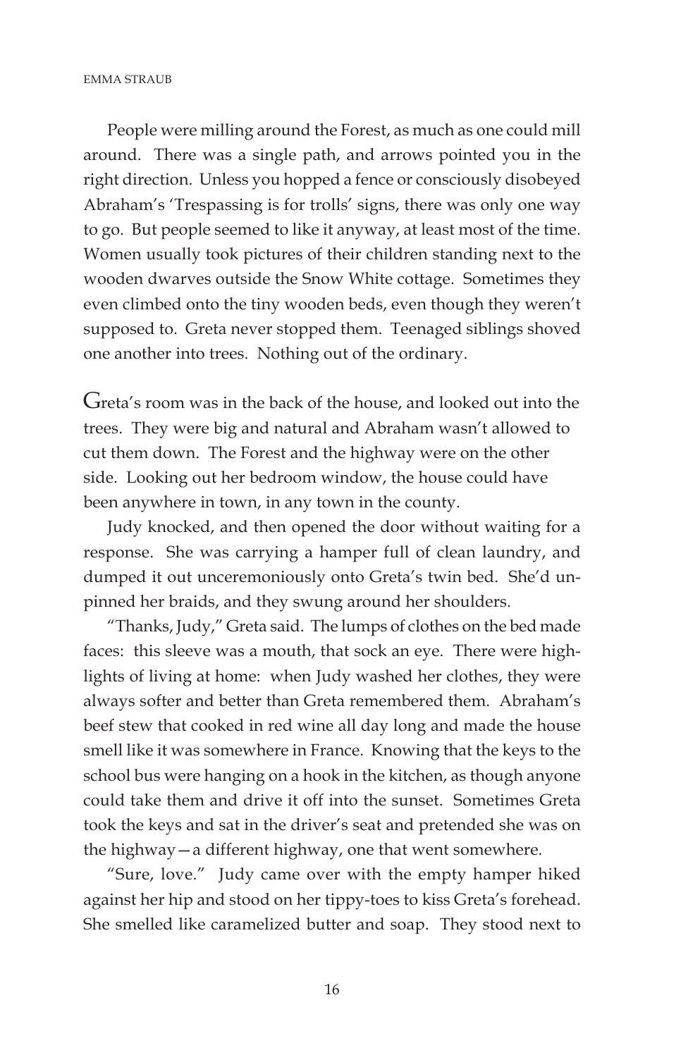People were milling around the Forest, as much as one could mill around. There was a single path, and arrows pointed you in the right direction. Unless you hopped a fence or consciously disobeyed Abraham's 'Trespassing is for trolls' signs, there was only one way to go. But people seemed to like it anyway, at least most of the time. Women usually took pictures of their children standing next to the wooden dwarves outside the Snow White cottage. Sometimes they even climbed onto the tiny wooden beds, even though they weren't supposed to. Greta never stopped them. Teenaged siblings shoved one another into trees. Nothing out of the ordinary.

Greta's room was in the back of the house, and looked out into the trees. They were big and natural and Abraham wasn't allowed to cut them down. The Forest and the highway were on the other side. Looking out her bedroom window, the house could have been anywhere in town, in any town in the county.

Judy knocked, and then opened the door without waiting for a response. She was carrying a hamper full of clean laundry, and dumped it out unceremoniously onto Greta's twin bed. She'd unpinned her braids, and they swung around her shoulders.

"Thanks, Judy," Greta said. The lumps of clothes on the bed made faces: this sleeve was a mouth, that sock an eye. There were highlights of living at home: when Judy washed her clothes, they were always softer and better than Greta remembered them. Abraham's beef stew that cooked in red wine all day long and made the house smell like it was somewhere in France. Knowing that the keys to the school bus were hanging on a hook in the kitchen, as though anyone could take them and drive it off into the sunset. Sometimes Greta took the keys and sat in the driver's seat and pretended she was on the highway—a different highway, one that went somewhere.

"Sure, love." Judy came over with the empty hamper hiked against her hip and stood on her tippy-toes to kiss Greta's forehead. She smelled like caramelized butter and soap. They stood next to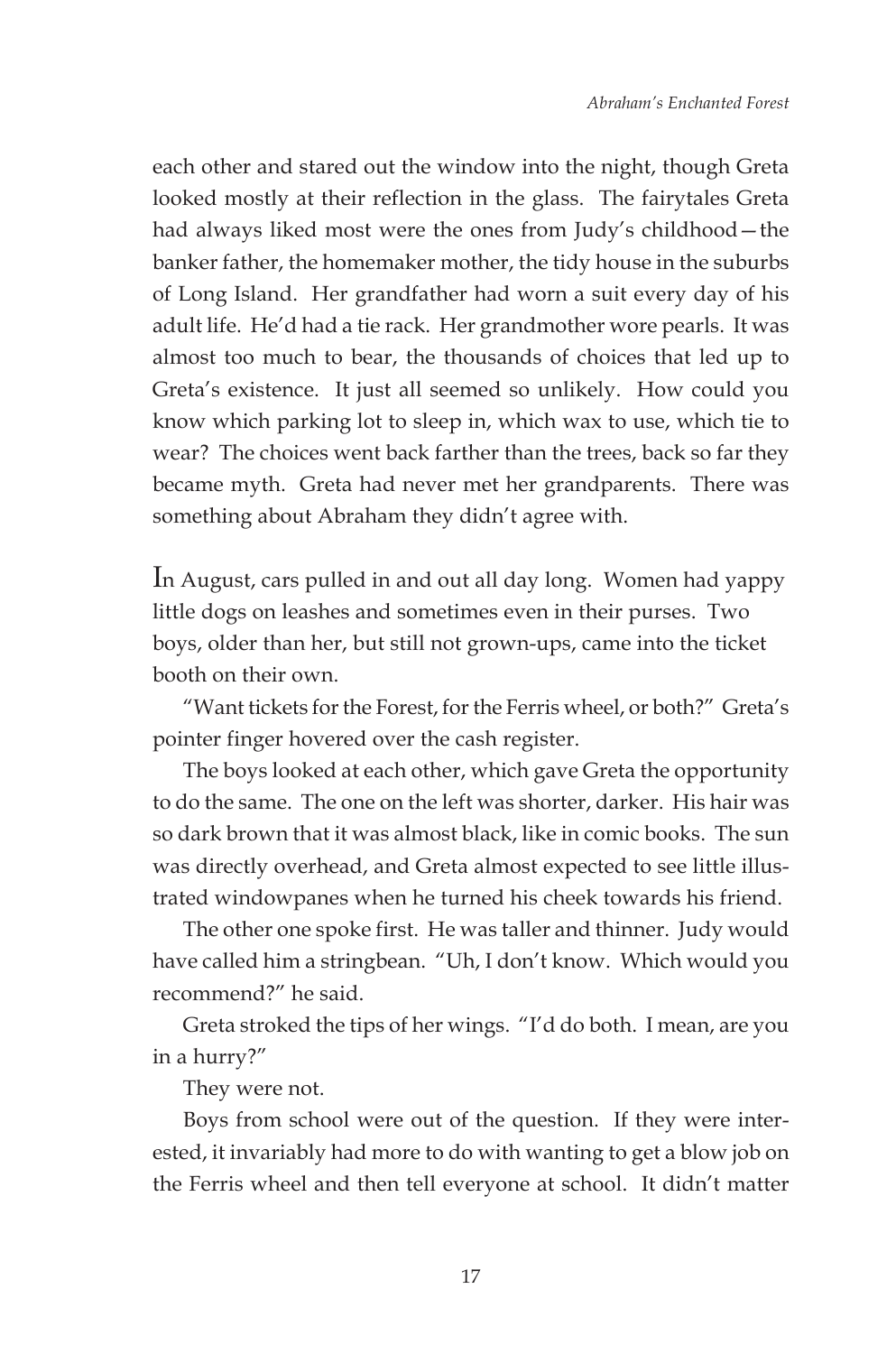each other and stared out the window into the night, though Greta looked mostly at their reflection in the glass. The fairytales Greta had always liked most were the ones from Judy's childhood—the banker father, the homemaker mother, the tidy house in the suburbs of Long Island. Her grandfather had worn a suit every day of his adult life. He'd had a tie rack. Her grandmother wore pearls. It was almost too much to bear, the thousands of choices that led up to Greta's existence. It just all seemed so unlikely. How could you know which parking lot to sleep in, which wax to use, which tie to wear? The choices went back farther than the trees, back so far they became myth. Greta had never met her grandparents. There was something about Abraham they didn't agree with.

In August, cars pulled in and out all day long. Women had yappy little dogs on leashes and sometimes even in their purses. Two boys, older than her, but still not grown-ups, came into the ticket booth on their own.

"Want tickets for the Forest, for the Ferris wheel, or both?" Greta's pointer finger hovered over the cash register.

The boys looked at each other, which gave Greta the opportunity to do the same. The one on the left was shorter, darker. His hair was so dark brown that it was almost black, like in comic books. The sun was directly overhead, and Greta almost expected to see little illustrated windowpanes when he turned his cheek towards his friend.

The other one spoke first. He was taller and thinner. Judy would have called him a stringbean. "Uh, I don't know. Which would you recommend?" he said.

Greta stroked the tips of her wings. "I'd do both. I mean, are you in a hurry?"

They were not.

Boys from school were out of the question. If they were interested, it invariably had more to do with wanting to get a blow job on the Ferris wheel and then tell everyone at school. It didn't matter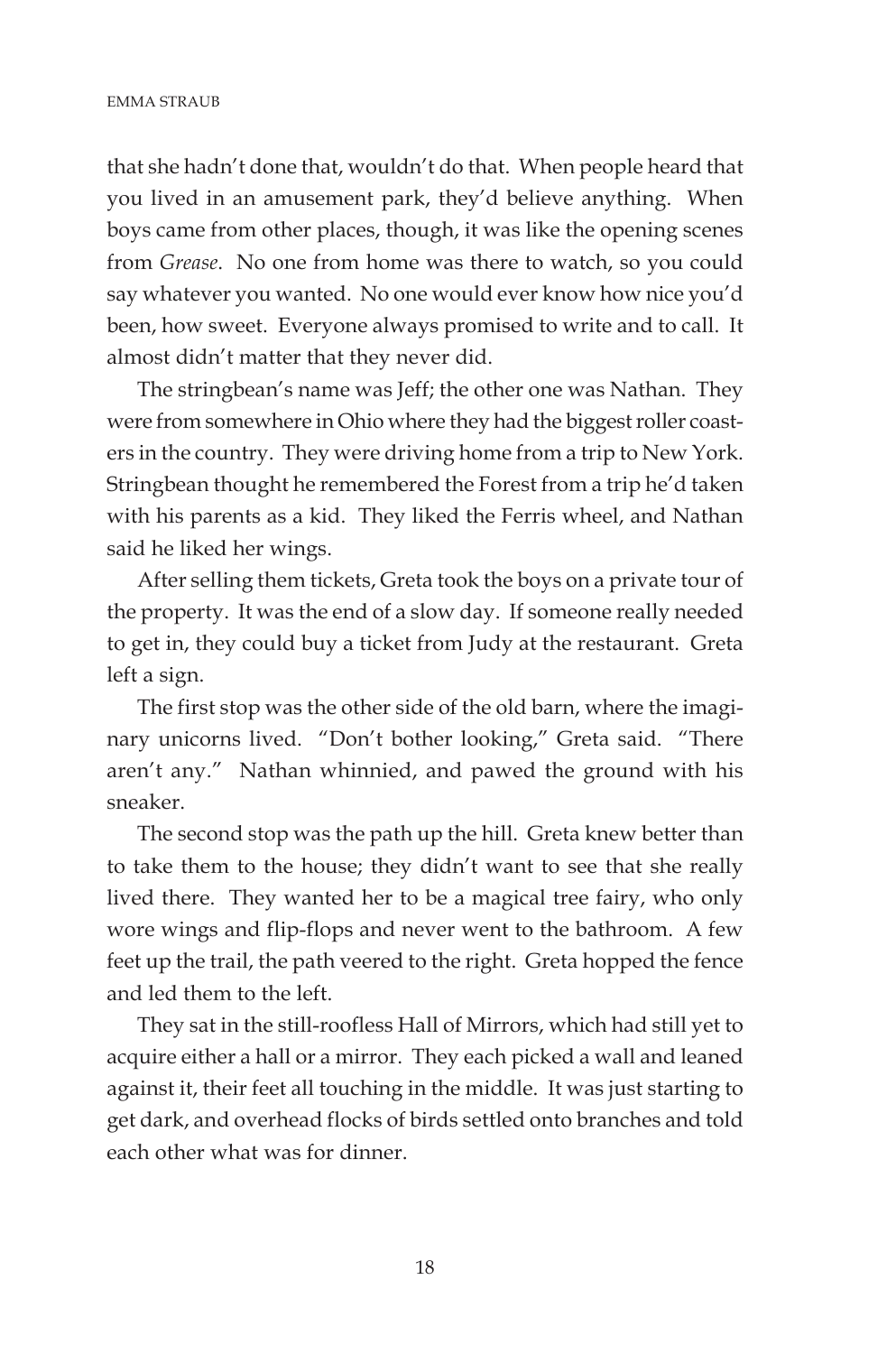that she hadn't done that, wouldn't do that. When people heard that you lived in an amusement park, they'd believe anything. When boys came from other places, though, it was like the opening scenes from *Grease*. No one from home was there to watch, so you could say whatever you wanted. No one would ever know how nice you'd been, how sweet. Everyone always promised to write and to call. It almost didn't matter that they never did.

The stringbean's name was Jeff; the other one was Nathan. They were from somewhere in Ohio where they had the biggest roller coasters in the country. They were driving home from a trip to New York. Stringbean thought he remembered the Forest from a trip he'd taken with his parents as a kid. They liked the Ferris wheel, and Nathan said he liked her wings.

After selling them tickets, Greta took the boys on a private tour of the property. It was the end of a slow day. If someone really needed to get in, they could buy a ticket from Judy at the restaurant. Greta left a sign.

The first stop was the other side of the old barn, where the imaginary unicorns lived. "Don't bother looking," Greta said. "There aren't any." Nathan whinnied, and pawed the ground with his sneaker.

The second stop was the path up the hill. Greta knew better than to take them to the house; they didn't want to see that she really lived there. They wanted her to be a magical tree fairy, who only wore wings and flip-flops and never went to the bathroom. A few feet up the trail, the path veered to the right. Greta hopped the fence and led them to the left.

They sat in the still-roofless Hall of Mirrors, which had still yet to acquire either a hall or a mirror. They each picked a wall and leaned against it, their feet all touching in the middle. It was just starting to get dark, and overhead flocks of birds settled onto branches and told each other what was for dinner.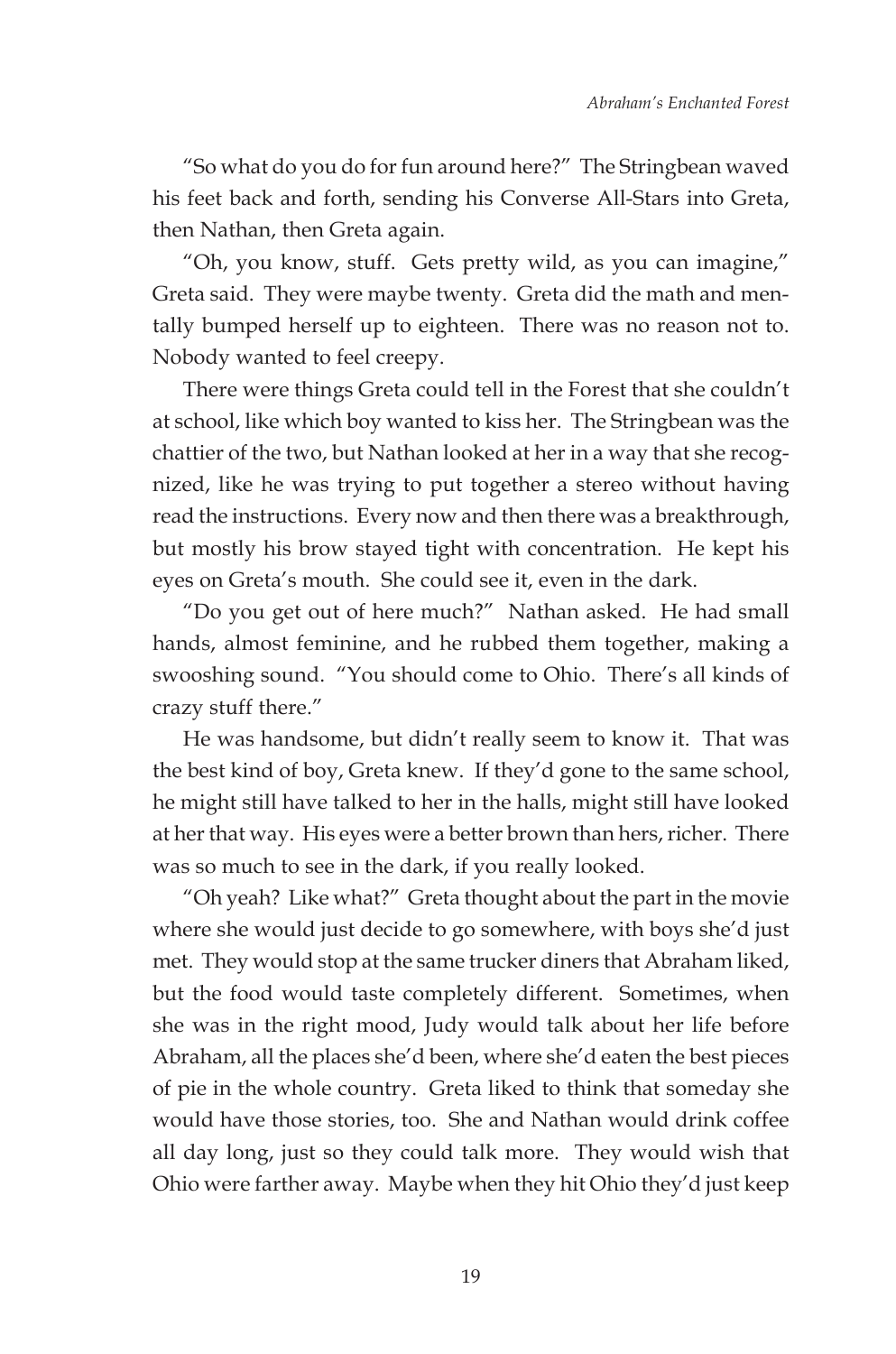"So what do you do for fun around here?" The Stringbean waved his feet back and forth, sending his Converse All-Stars into Greta, then Nathan, then Greta again.

"Oh, you know, stuff. Gets pretty wild, as you can imagine," Greta said. They were maybe twenty. Greta did the math and mentally bumped herself up to eighteen. There was no reason not to. Nobody wanted to feel creepy.

There were things Greta could tell in the Forest that she couldn't at school, like which boy wanted to kiss her. The Stringbean was the chattier of the two, but Nathan looked at her in a way that she recognized, like he was trying to put together a stereo without having read the instructions. Every now and then there was a breakthrough, but mostly his brow stayed tight with concentration. He kept his eyes on Greta's mouth. She could see it, even in the dark.

"Do you get out of here much?" Nathan asked. He had small hands, almost feminine, and he rubbed them together, making a swooshing sound. "You should come to Ohio. There's all kinds of crazy stuff there."

He was handsome, but didn't really seem to know it. That was the best kind of boy, Greta knew. If they'd gone to the same school, he might still have talked to her in the halls, might still have looked at her that way. His eyes were a better brown than hers, richer. There was so much to see in the dark, if you really looked.

"Oh yeah? Like what?" Greta thought about the part in the movie where she would just decide to go somewhere, with boys she'd just met. They would stop at the same trucker diners that Abraham liked, but the food would taste completely different. Sometimes, when she was in the right mood, Judy would talk about her life before Abraham, all the places she'd been, where she'd eaten the best pieces of pie in the whole country. Greta liked to think that someday she would have those stories, too. She and Nathan would drink coffee all day long, just so they could talk more. They would wish that Ohio were farther away. Maybe when they hit Ohio they'd just keep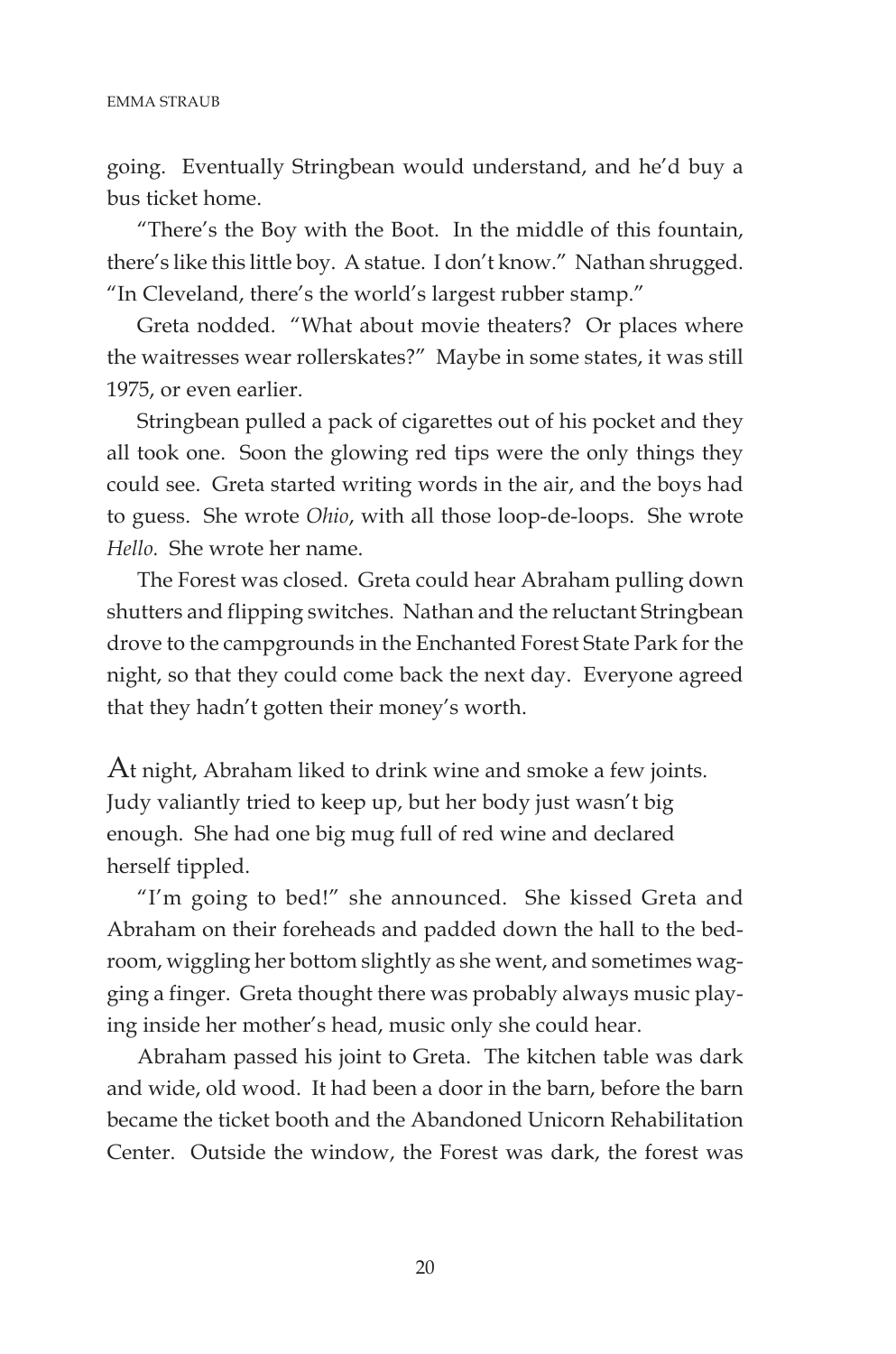going. Eventually Stringbean would understand, and he'd buy a bus ticket home.

"There's the Boy with the Boot. In the middle of this fountain, there's like this little boy. A statue. I don't know." Nathan shrugged. "In Cleveland, there's the world's largest rubber stamp."

Greta nodded. "What about movie theaters? Or places where the waitresses wear rollerskates?" Maybe in some states, it was still 1975, or even earlier.

Stringbean pulled a pack of cigarettes out of his pocket and they all took one. Soon the glowing red tips were the only things they could see. Greta started writing words in the air, and the boys had to guess. She wrote *Ohio*, with all those loop-de-loops. She wrote *Hello.* She wrote her name.

The Forest was closed. Greta could hear Abraham pulling down shutters and flipping switches. Nathan and the reluctant Stringbean drove to the campgrounds in the Enchanted Forest State Park for the night, so that they could come back the next day. Everyone agreed that they hadn't gotten their money's worth.

At night, Abraham liked to drink wine and smoke a few joints. Judy valiantly tried to keep up, but her body just wasn't big enough. She had one big mug full of red wine and declared herself tippled.

"I'm going to bed!" she announced. She kissed Greta and Abraham on their foreheads and padded down the hall to the bedroom, wiggling her bottom slightly as she went, and sometimes wagging a finger. Greta thought there was probably always music playing inside her mother's head, music only she could hear.

Abraham passed his joint to Greta. The kitchen table was dark and wide, old wood. It had been a door in the barn, before the barn became the ticket booth and the Abandoned Unicorn Rehabilitation Center. Outside the window, the Forest was dark, the forest was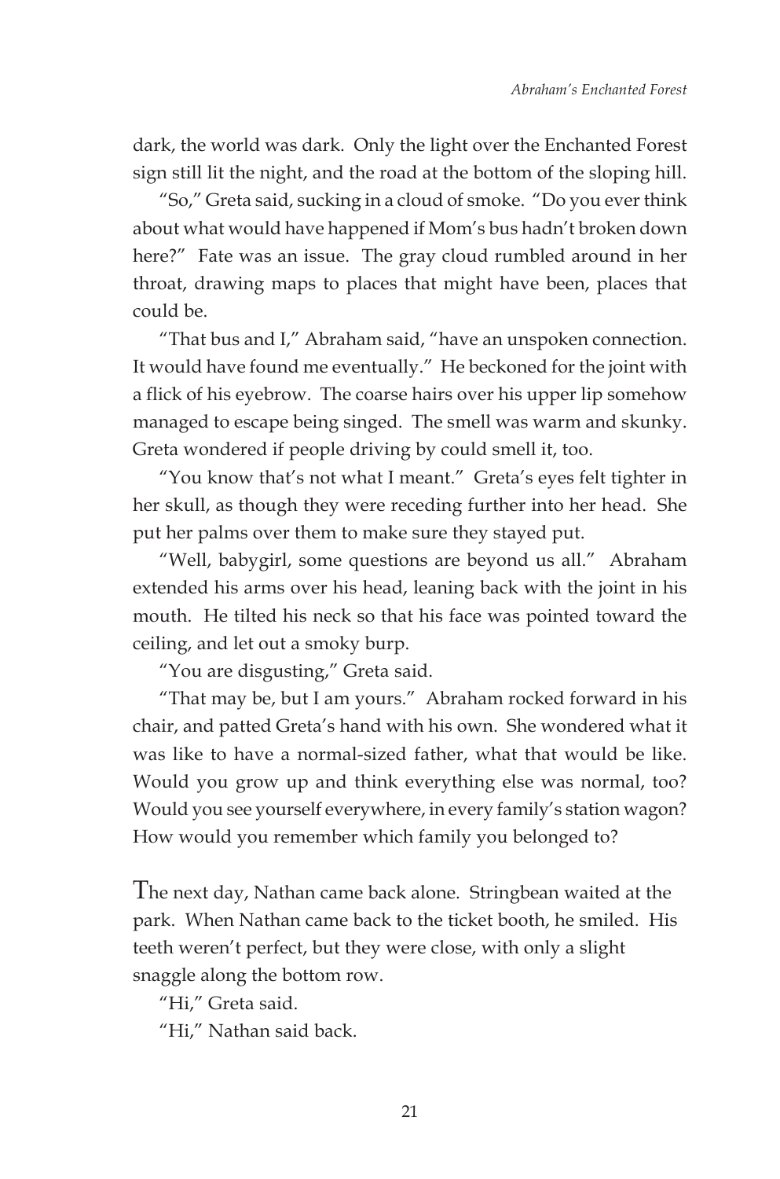dark, the world was dark. Only the light over the Enchanted Forest sign still lit the night, and the road at the bottom of the sloping hill.

"So," Greta said, sucking in a cloud of smoke. "Do you ever think about what would have happened if Mom's bus hadn't broken down here?" Fate was an issue. The gray cloud rumbled around in her throat, drawing maps to places that might have been, places that could be.

"That bus and I," Abraham said, "have an unspoken connection. It would have found me eventually." He beckoned for the joint with a flick of his eyebrow. The coarse hairs over his upper lip somehow managed to escape being singed. The smell was warm and skunky. Greta wondered if people driving by could smell it, too.

"You know that's not what I meant." Greta's eyes felt tighter in her skull, as though they were receding further into her head. She put her palms over them to make sure they stayed put.

"Well, babygirl, some questions are beyond us all." Abraham extended his arms over his head, leaning back with the joint in his mouth. He tilted his neck so that his face was pointed toward the ceiling, and let out a smoky burp.

"You are disgusting," Greta said.

"That may be, but I am yours." Abraham rocked forward in his chair, and patted Greta's hand with his own. She wondered what it was like to have a normal-sized father, what that would be like. Would you grow up and think everything else was normal, too? Would you see yourself everywhere, in every family's station wagon? How would you remember which family you belonged to?

The next day, Nathan came back alone. Stringbean waited at the park. When Nathan came back to the ticket booth, he smiled. His teeth weren't perfect, but they were close, with only a slight snaggle along the bottom row.

"Hi," Greta said.

"Hi," Nathan said back.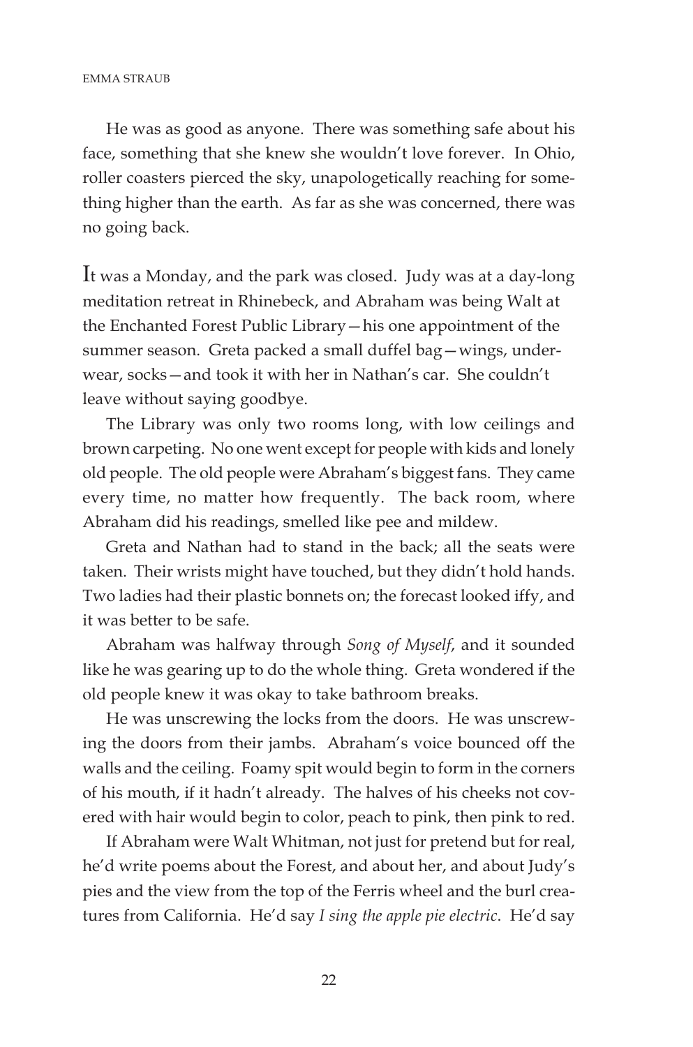He was as good as anyone. There was something safe about his face, something that she knew she wouldn't love forever. In Ohio, roller coasters pierced the sky, unapologetically reaching for something higher than the earth. As far as she was concerned, there was no going back.

It was a Monday, and the park was closed. Judy was at a day-long meditation retreat in Rhinebeck, and Abraham was being Walt at the Enchanted Forest Public Library—his one appointment of the summer season. Greta packed a small duffel bag—wings, underwear, socks—and took it with her in Nathan's car. She couldn't leave without saying goodbye.

The Library was only two rooms long, with low ceilings and brown carpeting. No one went except for people with kids and lonely old people. The old people were Abraham's biggest fans. They came every time, no matter how frequently. The back room, where Abraham did his readings, smelled like pee and mildew.

Greta and Nathan had to stand in the back; all the seats were taken. Their wrists might have touched, but they didn't hold hands. Two ladies had their plastic bonnets on; the forecast looked iffy, and it was better to be safe.

Abraham was halfway through *Song of Myself*, and it sounded like he was gearing up to do the whole thing. Greta wondered if the old people knew it was okay to take bathroom breaks.

He was unscrewing the locks from the doors. He was unscrewing the doors from their jambs. Abraham's voice bounced off the walls and the ceiling. Foamy spit would begin to form in the corners of his mouth, if it hadn't already. The halves of his cheeks not covered with hair would begin to color, peach to pink, then pink to red.

If Abraham were Walt Whitman, not just for pretend but for real, he'd write poems about the Forest, and about her, and about Judy's pies and the view from the top of the Ferris wheel and the burl creatures from California. He'd say *I sing the apple pie electric*. He'd say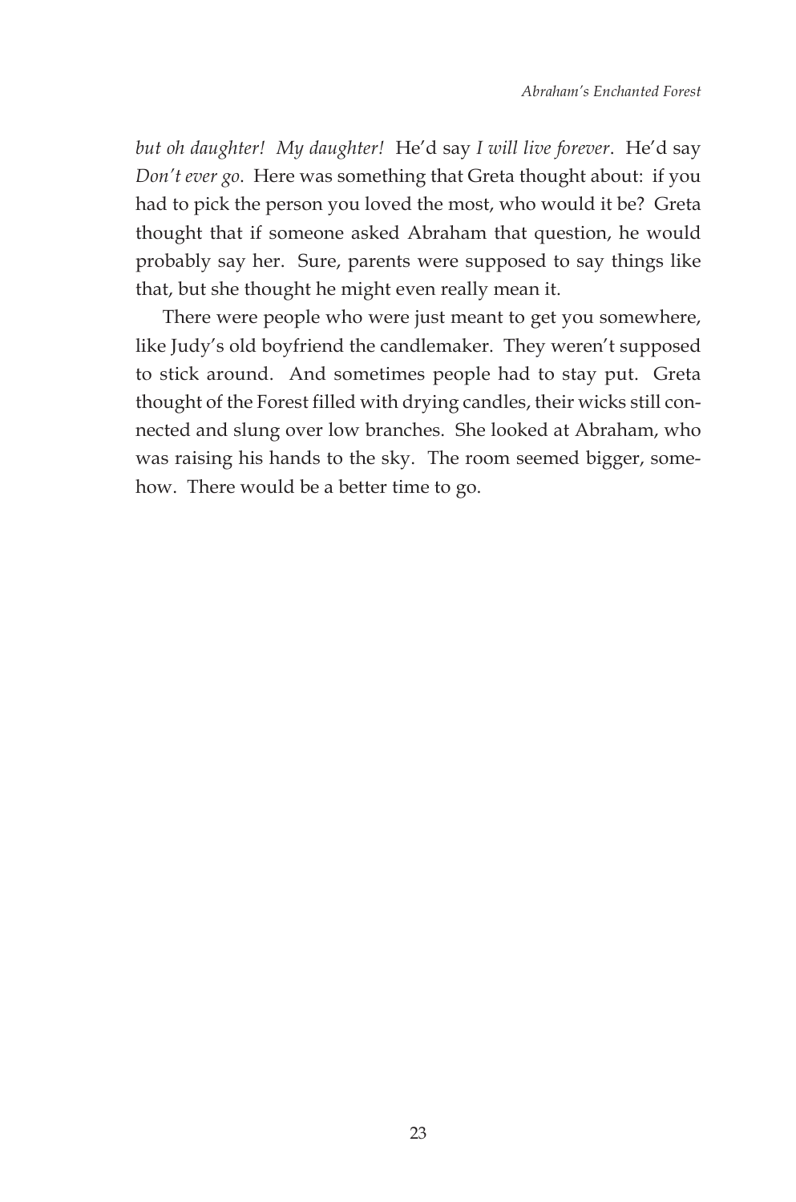*but oh daughter! My daughter!* He'd say *I will live forever*. He'd say *Don't ever go*. Here was something that Greta thought about: if you had to pick the person you loved the most, who would it be? Greta thought that if someone asked Abraham that question, he would probably say her. Sure, parents were supposed to say things like that, but she thought he might even really mean it.

There were people who were just meant to get you somewhere, like Judy's old boyfriend the candlemaker. They weren't supposed to stick around. And sometimes people had to stay put. Greta thought of the Forest filled with drying candles, their wicks still connected and slung over low branches. She looked at Abraham, who was raising his hands to the sky. The room seemed bigger, somehow. There would be a better time to go.